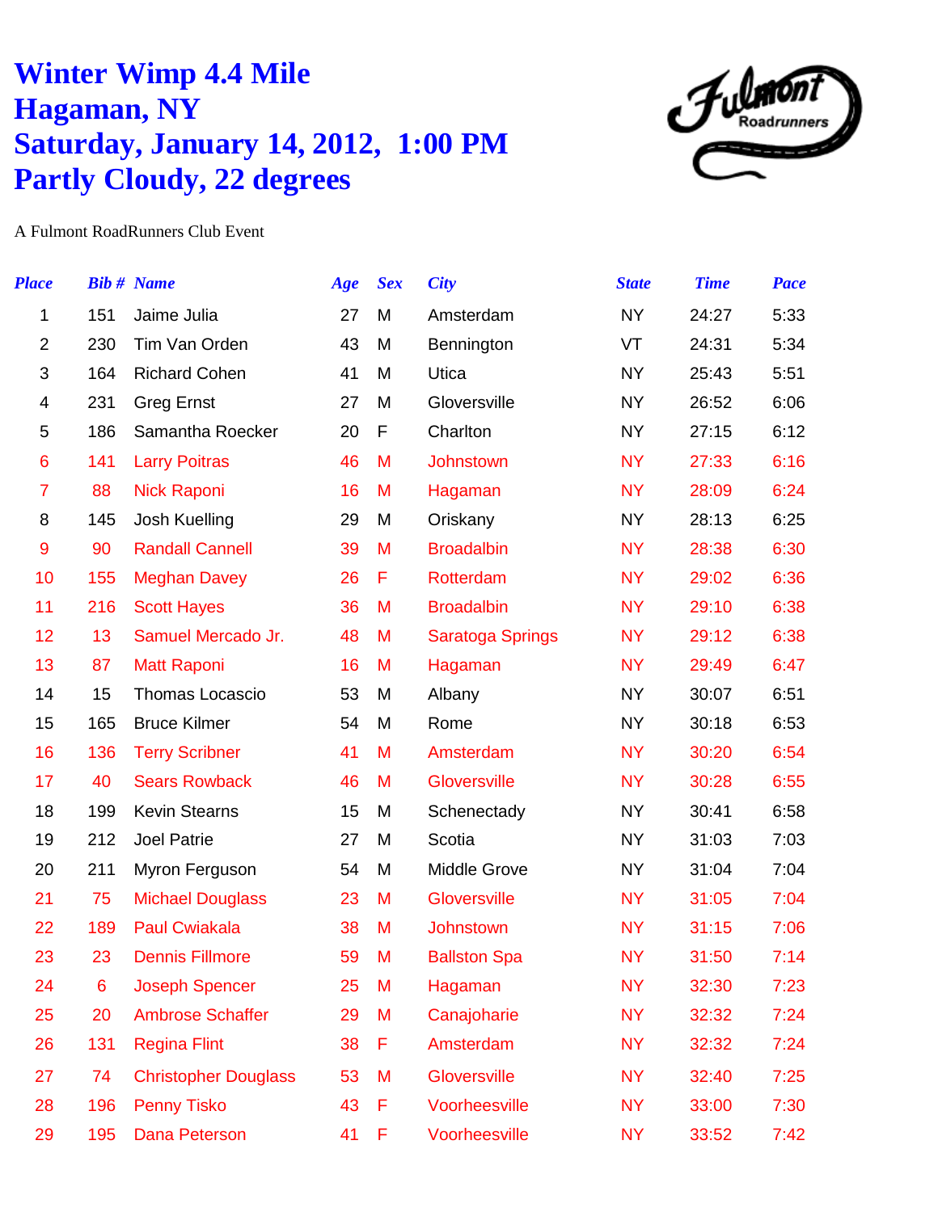# Winter Wimp 4.4 Mile
# Hagaman, NY
# Saturday, January 14, 2012, 1:00 PM
# Partly Cloudy, 22 degrees

A Fulmont RoadRunners Club Event

| *Place* | *Bib #* | *Name* | *Age* | *Sex* | *City* | *State* | *Time* | *Pace* |
|---|---|---|---|---|---|---|---|---|
| 1 | 151 | Jaime Julia | 27 | M | Amsterdam | NY | 24:27 | 5:33 |
| 2 | 230 | Tim Van Orden | 43 | M | Bennington | VT | 24:31 | 5:34 |
| 3 | 164 | Richard Cohen | 41 | M | Utica | NY | 25:43 | 5:51 |
| 4 | 231 | Greg Ernst | 27 | M | Gloversville | NY | 26:52 | 6:06 |
| 5 | 186 | Samantha Roecker | 20 | F | Charlton | NY | 27:15 | 6:12 |
| 6 | 141 | Larry Poitras | 46 | M | Johnstown | NY | 27:33 | 6:16 |
| 7 | 88 | Nick Raponi | 16 | M | Hagaman | NY | 28:09 | 6:24 |
| 8 | 145 | Josh Kuelling | 29 | M | Oriskany | NY | 28:13 | 6:25 |
| 9 | 90 | Randall Cannell | 39 | M | Broadalbin | NY | 28:38 | 6:30 |
| 10 | 155 | Meghan Davey | 26 | F | Rotterdam | NY | 29:02 | 6:36 |
| 11 | 216 | Scott Hayes | 36 | M | Broadalbin | NY | 29:10 | 6:38 |
| 12 | 13 | Samuel Mercado Jr. | 48 | M | Saratoga Springs | NY | 29:12 | 6:38 |
| 13 | 87 | Matt Raponi | 16 | M | Hagaman | NY | 29:49 | 6:47 |
| 14 | 15 | Thomas Locascio | 53 | M | Albany | NY | 30:07 | 6:51 |
| 15 | 165 | Bruce Kilmer | 54 | M | Rome | NY | 30:18 | 6:53 |
| 16 | 136 | Terry Scribner | 41 | M | Amsterdam | NY | 30:20 | 6:54 |
| 17 | 40 | Sears Rowback | 46 | M | Gloversville | NY | 30:28 | 6:55 |
| 18 | 199 | Kevin Stearns | 15 | M | Schenectady | NY | 30:41 | 6:58 |
| 19 | 212 | Joel Patrie | 27 | M | Scotia | NY | 31:03 | 7:03 |
| 20 | 211 | Myron Ferguson | 54 | M | Middle Grove | NY | 31:04 | 7:04 |
| 21 | 75 | Michael Douglass | 23 | M | Gloversville | NY | 31:05 | 7:04 |
| 22 | 189 | Paul Cwiakala | 38 | M | Johnstown | NY | 31:15 | 7:06 |
| 23 | 23 | Dennis Fillmore | 59 | M | Ballston Spa | NY | 31:50 | 7:14 |
| 24 | 6 | Joseph Spencer | 25 | M | Hagaman | NY | 32:30 | 7:23 |
| 25 | 20 | Ambrose Schaffer | 29 | M | Canajoharie | NY | 32:32 | 7:24 |
| 26 | 131 | Regina Flint | 38 | F | Amsterdam | NY | 32:32 | 7:24 |
| 27 | 74 | Christopher Douglass | 53 | M | Gloversville | NY | 32:40 | 7:25 |
| 28 | 196 | Penny Tisko | 43 | F | Voorheesville | NY | 33:00 | 7:30 |
| 29 | 195 | Dana Peterson | 41 | F | Voorheesville | NY | 33:52 | 7:42 |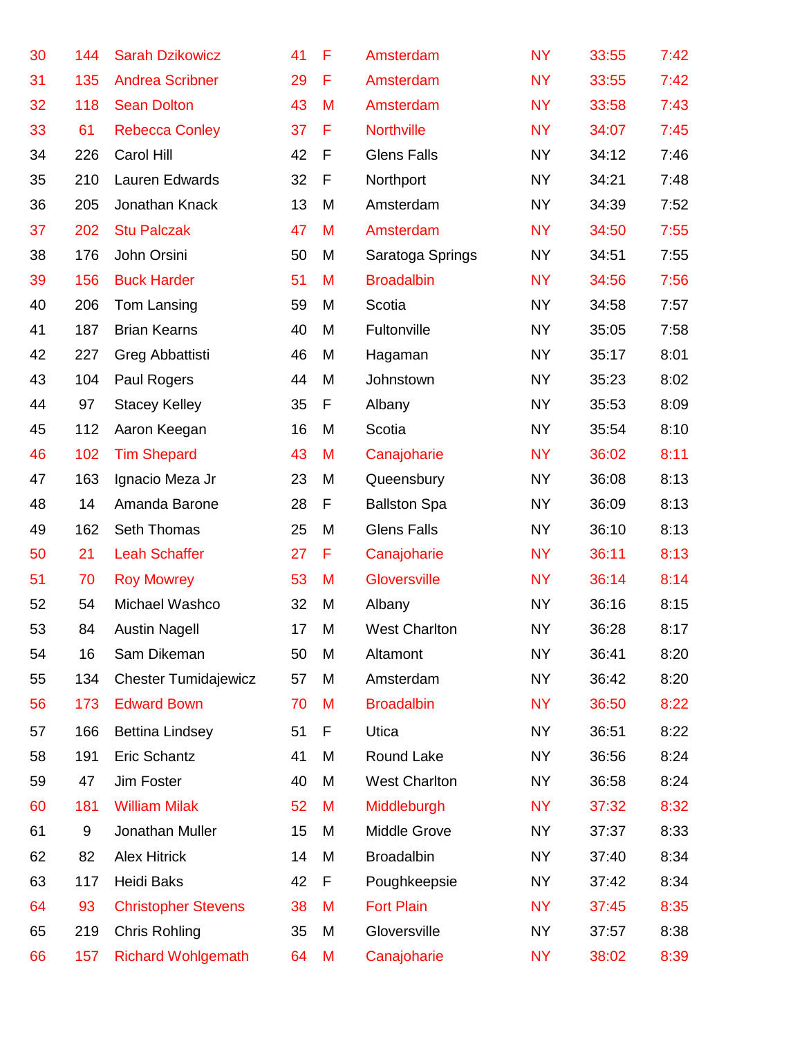| | | | | | | | | |
|---|---|---|---|---|---|---|---|---|
| 30 | 144 | Sarah Dzikowicz | 41 | F | Amsterdam | NY | 33:55 | 7:42 |
| 31 | 135 | Andrea Scribner | 29 | F | Amsterdam | NY | 33:55 | 7:42 |
| 32 | 118 | Sean Dolton | 43 | M | Amsterdam | NY | 33:58 | 7:43 |
| 33 | 61 | Rebecca Conley | 37 | F | Northville | NY | 34:07 | 7:45 |
| 34 | 226 | Carol Hill | 42 | F | Glens Falls | NY | 34:12 | 7:46 |
| 35 | 210 | Lauren Edwards | 32 | F | Northport | NY | 34:21 | 7:48 |
| 36 | 205 | Jonathan Knack | 13 | M | Amsterdam | NY | 34:39 | 7:52 |
| 37 | 202 | Stu Palczak | 47 | M | Amsterdam | NY | 34:50 | 7:55 |
| 38 | 176 | John Orsini | 50 | M | Saratoga Springs | NY | 34:51 | 7:55 |
| 39 | 156 | Buck Harder | 51 | M | Broadalbin | NY | 34:56 | 7:56 |
| 40 | 206 | Tom Lansing | 59 | M | Scotia | NY | 34:58 | 7:57 |
| 41 | 187 | Brian Kearns | 40 | M | Fultonville | NY | 35:05 | 7:58 |
| 42 | 227 | Greg Abbattisti | 46 | M | Hagaman | NY | 35:17 | 8:01 |
| 43 | 104 | Paul Rogers | 44 | M | Johnstown | NY | 35:23 | 8:02 |
| 44 | 97 | Stacey Kelley | 35 | F | Albany | NY | 35:53 | 8:09 |
| 45 | 112 | Aaron Keegan | 16 | M | Scotia | NY | 35:54 | 8:10 |
| 46 | 102 | Tim Shepard | 43 | M | Canajoharie | NY | 36:02 | 8:11 |
| 47 | 163 | Ignacio Meza Jr | 23 | M | Queensbury | NY | 36:08 | 8:13 |
| 48 | 14 | Amanda Barone | 28 | F | Ballston Spa | NY | 36:09 | 8:13 |
| 49 | 162 | Seth Thomas | 25 | M | Glens Falls | NY | 36:10 | 8:13 |
| 50 | 21 | Leah Schaffer | 27 | F | Canajoharie | NY | 36:11 | 8:13 |
| 51 | 70 | Roy Mowrey | 53 | M | Gloversville | NY | 36:14 | 8:14 |
| 52 | 54 | Michael Washco | 32 | M | Albany | NY | 36:16 | 8:15 |
| 53 | 84 | Austin Nagell | 17 | M | West Charlton | NY | 36:28 | 8:17 |
| 54 | 16 | Sam Dikeman | 50 | M | Altamont | NY | 36:41 | 8:20 |
| 55 | 134 | Chester Tumidajewicz | 57 | M | Amsterdam | NY | 36:42 | 8:20 |
| 56 | 173 | Edward Bown | 70 | M | Broadalbin | NY | 36:50 | 8:22 |
| 57 | 166 | Bettina Lindsey | 51 | F | Utica | NY | 36:51 | 8:22 |
| 58 | 191 | Eric Schantz | 41 | M | Round Lake | NY | 36:56 | 8:24 |
| 59 | 47 | Jim Foster | 40 | M | West Charlton | NY | 36:58 | 8:24 |
| 60 | 181 | William Milak | 52 | M | Middleburgh | NY | 37:32 | 8:32 |
| 61 | 9 | Jonathan Muller | 15 | M | Middle Grove | NY | 37:37 | 8:33 |
| 62 | 82 | Alex Hitrick | 14 | M | Broadalbin | NY | 37:40 | 8:34 |
| 63 | 117 | Heidi Baks | 42 | F | Poughkeepsie | NY | 37:42 | 8:34 |
| 64 | 93 | Christopher Stevens | 38 | M | Fort Plain | NY | 37:45 | 8:35 |
| 65 | 219 | Chris Rohling | 35 | M | Gloversville | NY | 37:57 | 8:38 |
| 66 | 157 | Richard Wohlgemath | 64 | M | Canajoharie | NY | 38:02 | 8:39 |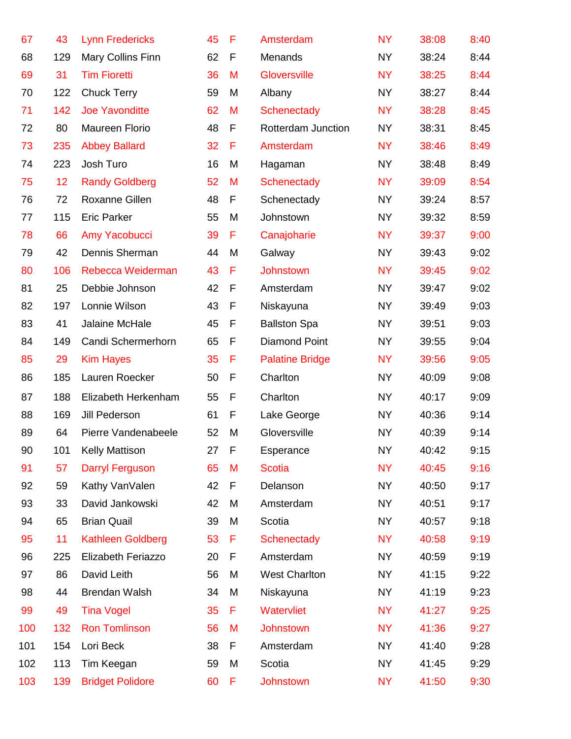| | | | | | | | | |
|---|---|---|---|---|---|---|---|---|
| 67 | 43 | Lynn Fredericks | 45 | F | Amsterdam | NY | 38:08 | 8:40 |
| 68 | 129 | Mary Collins Finn | 62 | F | Menands | NY | 38:24 | 8:44 |
| 69 | 31 | Tim Fioretti | 36 | M | Gloversville | NY | 38:25 | 8:44 |
| 70 | 122 | Chuck Terry | 59 | M | Albany | NY | 38:27 | 8:44 |
| 71 | 142 | Joe Yavonditte | 62 | M | Schenectady | NY | 38:28 | 8:45 |
| 72 | 80 | Maureen Florio | 48 | F | Rotterdam Junction | NY | 38:31 | 8:45 |
| 73 | 235 | Abbey Ballard | 32 | F | Amsterdam | NY | 38:46 | 8:49 |
| 74 | 223 | Josh Turo | 16 | M | Hagaman | NY | 38:48 | 8:49 |
| 75 | 12 | Randy Goldberg | 52 | M | Schenectady | NY | 39:09 | 8:54 |
| 76 | 72 | Roxanne Gillen | 48 | F | Schenectady | NY | 39:24 | 8:57 |
| 77 | 115 | Eric Parker | 55 | M | Johnstown | NY | 39:32 | 8:59 |
| 78 | 66 | Amy Yacobucci | 39 | F | Canajoharie | NY | 39:37 | 9:00 |
| 79 | 42 | Dennis Sherman | 44 | M | Galway | NY | 39:43 | 9:02 |
| 80 | 106 | Rebecca Weiderman | 43 | F | Johnstown | NY | 39:45 | 9:02 |
| 81 | 25 | Debbie Johnson | 42 | F | Amsterdam | NY | 39:47 | 9:02 |
| 82 | 197 | Lonnie Wilson | 43 | F | Niskayuna | NY | 39:49 | 9:03 |
| 83 | 41 | Jalaine McHale | 45 | F | Ballston Spa | NY | 39:51 | 9:03 |
| 84 | 149 | Candi Schermerhorn | 65 | F | Diamond Point | NY | 39:55 | 9:04 |
| 85 | 29 | Kim Hayes | 35 | F | Palatine Bridge | NY | 39:56 | 9:05 |
| 86 | 185 | Lauren Roecker | 50 | F | Charlton | NY | 40:09 | 9:08 |
| 87 | 188 | Elizabeth Herkenham | 55 | F | Charlton | NY | 40:17 | 9:09 |
| 88 | 169 | Jill Pederson | 61 | F | Lake George | NY | 40:36 | 9:14 |
| 89 | 64 | Pierre Vandenabeele | 52 | M | Gloversville | NY | 40:39 | 9:14 |
| 90 | 101 | Kelly Mattison | 27 | F | Esperance | NY | 40:42 | 9:15 |
| 91 | 57 | Darryl Ferguson | 65 | M | Scotia | NY | 40:45 | 9:16 |
| 92 | 59 | Kathy VanValen | 42 | F | Delanson | NY | 40:50 | 9:17 |
| 93 | 33 | David Jankowski | 42 | M | Amsterdam | NY | 40:51 | 9:17 |
| 94 | 65 | Brian Quail | 39 | M | Scotia | NY | 40:57 | 9:18 |
| 95 | 11 | Kathleen Goldberg | 53 | F | Schenectady | NY | 40:58 | 9:19 |
| 96 | 225 | Elizabeth Feriazzo | 20 | F | Amsterdam | NY | 40:59 | 9:19 |
| 97 | 86 | David Leith | 56 | M | West Charlton | NY | 41:15 | 9:22 |
| 98 | 44 | Brendan Walsh | 34 | M | Niskayuna | NY | 41:19 | 9:23 |
| 99 | 49 | Tina Vogel | 35 | F | Watervliet | NY | 41:27 | 9:25 |
| 100 | 132 | Ron Tomlinson | 56 | M | Johnstown | NY | 41:36 | 9:27 |
| 101 | 154 | Lori Beck | 38 | F | Amsterdam | NY | 41:40 | 9:28 |
| 102 | 113 | Tim Keegan | 59 | M | Scotia | NY | 41:45 | 9:29 |
| 103 | 139 | Bridget Polidore | 60 | F | Johnstown | NY | 41:50 | 9:30 |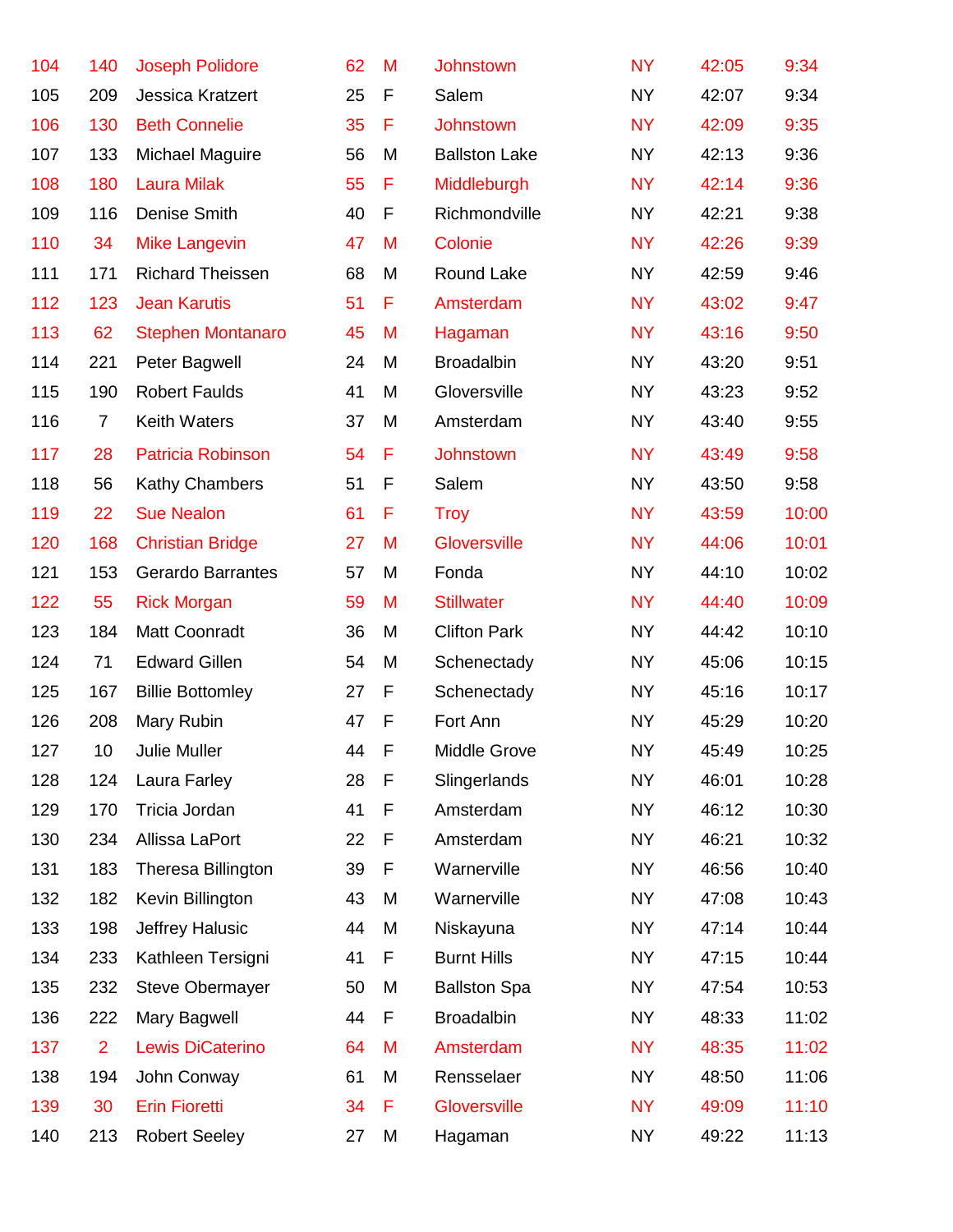| | | | | | | | | |
|---|---|---|---|---|---|---|---|---|
| 104 | 140 | Joseph Polidore | 62 | M | Johnstown | NY | 42:05 | 9:34 |
| 105 | 209 | Jessica Kratzert | 25 | F | Salem | NY | 42:07 | 9:34 |
| 106 | 130 | Beth Connelie | 35 | F | Johnstown | NY | 42:09 | 9:35 |
| 107 | 133 | Michael Maguire | 56 | M | Ballston Lake | NY | 42:13 | 9:36 |
| 108 | 180 | Laura Milak | 55 | F | Middleburgh | NY | 42:14 | 9:36 |
| 109 | 116 | Denise Smith | 40 | F | Richmondville | NY | 42:21 | 9:38 |
| 110 | 34 | Mike Langevin | 47 | M | Colonie | NY | 42:26 | 9:39 |
| 111 | 171 | Richard Theissen | 68 | M | Round Lake | NY | 42:59 | 9:46 |
| 112 | 123 | Jean Karutis | 51 | F | Amsterdam | NY | 43:02 | 9:47 |
| 113 | 62 | Stephen Montanaro | 45 | M | Hagaman | NY | 43:16 | 9:50 |
| 114 | 221 | Peter Bagwell | 24 | M | Broadalbin | NY | 43:20 | 9:51 |
| 115 | 190 | Robert Faulds | 41 | M | Gloversville | NY | 43:23 | 9:52 |
| 116 | 7 | Keith Waters | 37 | M | Amsterdam | NY | 43:40 | 9:55 |
| 117 | 28 | Patricia Robinson | 54 | F | Johnstown | NY | 43:49 | 9:58 |
| 118 | 56 | Kathy Chambers | 51 | F | Salem | NY | 43:50 | 9:58 |
| 119 | 22 | Sue Nealon | 61 | F | Troy | NY | 43:59 | 10:00 |
| 120 | 168 | Christian Bridge | 27 | M | Gloversville | NY | 44:06 | 10:01 |
| 121 | 153 | Gerardo Barrantes | 57 | M | Fonda | NY | 44:10 | 10:02 |
| 122 | 55 | Rick Morgan | 59 | M | Stillwater | NY | 44:40 | 10:09 |
| 123 | 184 | Matt Coonradt | 36 | M | Clifton Park | NY | 44:42 | 10:10 |
| 124 | 71 | Edward Gillen | 54 | M | Schenectady | NY | 45:06 | 10:15 |
| 125 | 167 | Billie Bottomley | 27 | F | Schenectady | NY | 45:16 | 10:17 |
| 126 | 208 | Mary Rubin | 47 | F | Fort Ann | NY | 45:29 | 10:20 |
| 127 | 10 | Julie Muller | 44 | F | Middle Grove | NY | 45:49 | 10:25 |
| 128 | 124 | Laura Farley | 28 | F | Slingerlands | NY | 46:01 | 10:28 |
| 129 | 170 | Tricia Jordan | 41 | F | Amsterdam | NY | 46:12 | 10:30 |
| 130 | 234 | Allissa LaPort | 22 | F | Amsterdam | NY | 46:21 | 10:32 |
| 131 | 183 | Theresa Billington | 39 | F | Warnerville | NY | 46:56 | 10:40 |
| 132 | 182 | Kevin Billington | 43 | M | Warnerville | NY | 47:08 | 10:43 |
| 133 | 198 | Jeffrey Halusic | 44 | M | Niskayuna | NY | 47:14 | 10:44 |
| 134 | 233 | Kathleen Tersigni | 41 | F | Burnt Hills | NY | 47:15 | 10:44 |
| 135 | 232 | Steve Obermayer | 50 | M | Ballston Spa | NY | 47:54 | 10:53 |
| 136 | 222 | Mary Bagwell | 44 | F | Broadalbin | NY | 48:33 | 11:02 |
| 137 | 2 | Lewis DiCaterino | 64 | M | Amsterdam | NY | 48:35 | 11:02 |
| 138 | 194 | John Conway | 61 | M | Rensselaer | NY | 48:50 | 11:06 |
| 139 | 30 | Erin Fioretti | 34 | F | Gloversville | NY | 49:09 | 11:10 |
| 140 | 213 | Robert Seeley | 27 | M | Hagaman | NY | 49:22 | 11:13 |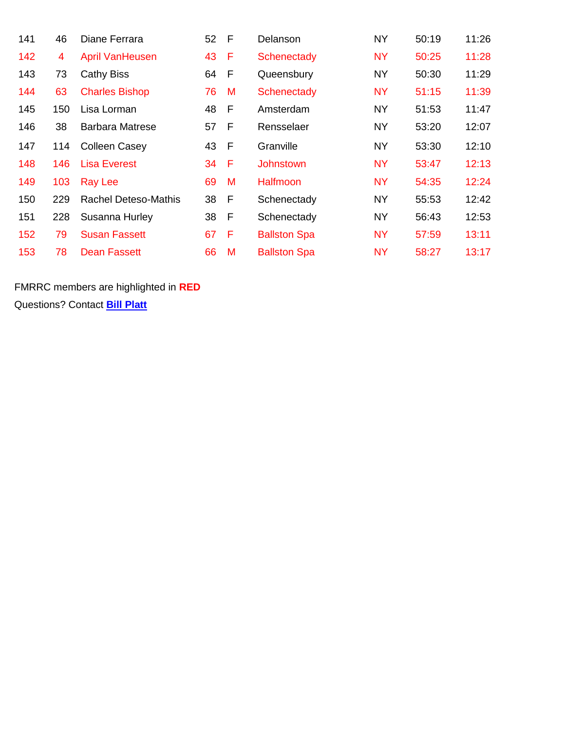| | | | | | | | | |
|---|---|---|---|---|---|---|---|---|
| 141 | 46 | Diane Ferrara | 52 | F | Delanson | NY | 50:19 | 11:26 |
| 142 | 4 | April VanHeusen | 43 | F | Schenectady | NY | 50:25 | 11:28 |
| 143 | 73 | Cathy Biss | 64 | F | Queensbury | NY | 50:30 | 11:29 |
| 144 | 63 | Charles Bishop | 76 | M | Schenectady | NY | 51:15 | 11:39 |
| 145 | 150 | Lisa Lorman | 48 | F | Amsterdam | NY | 51:53 | 11:47 |
| 146 | 38 | Barbara Matrese | 57 | F | Rensselaer | NY | 53:20 | 12:07 |
| 147 | 114 | Colleen Casey | 43 | F | Granville | NY | 53:30 | 12:10 |
| 148 | 146 | Lisa Everest | 34 | F | Johnstown | NY | 53:47 | 12:13 |
| 149 | 103 | Ray Lee | 69 | M | Halfmoon | NY | 54:35 | 12:24 |
| 150 | 229 | Rachel Deteso-Mathis | 38 | F | Schenectady | NY | 55:53 | 12:42 |
| 151 | 228 | Susanna Hurley | 38 | F | Schenectady | NY | 56:43 | 12:53 |
| 152 | 79 | Susan Fassett | 67 | F | Ballston Spa | NY | 57:59 | 13:11 |
| 153 | 78 | Dean Fassett | 66 | M | Ballston Spa | NY | 58:27 | 13:17 |

FMRRC members are highlighted in **RED**

Questions? Contact **Bill Platt**